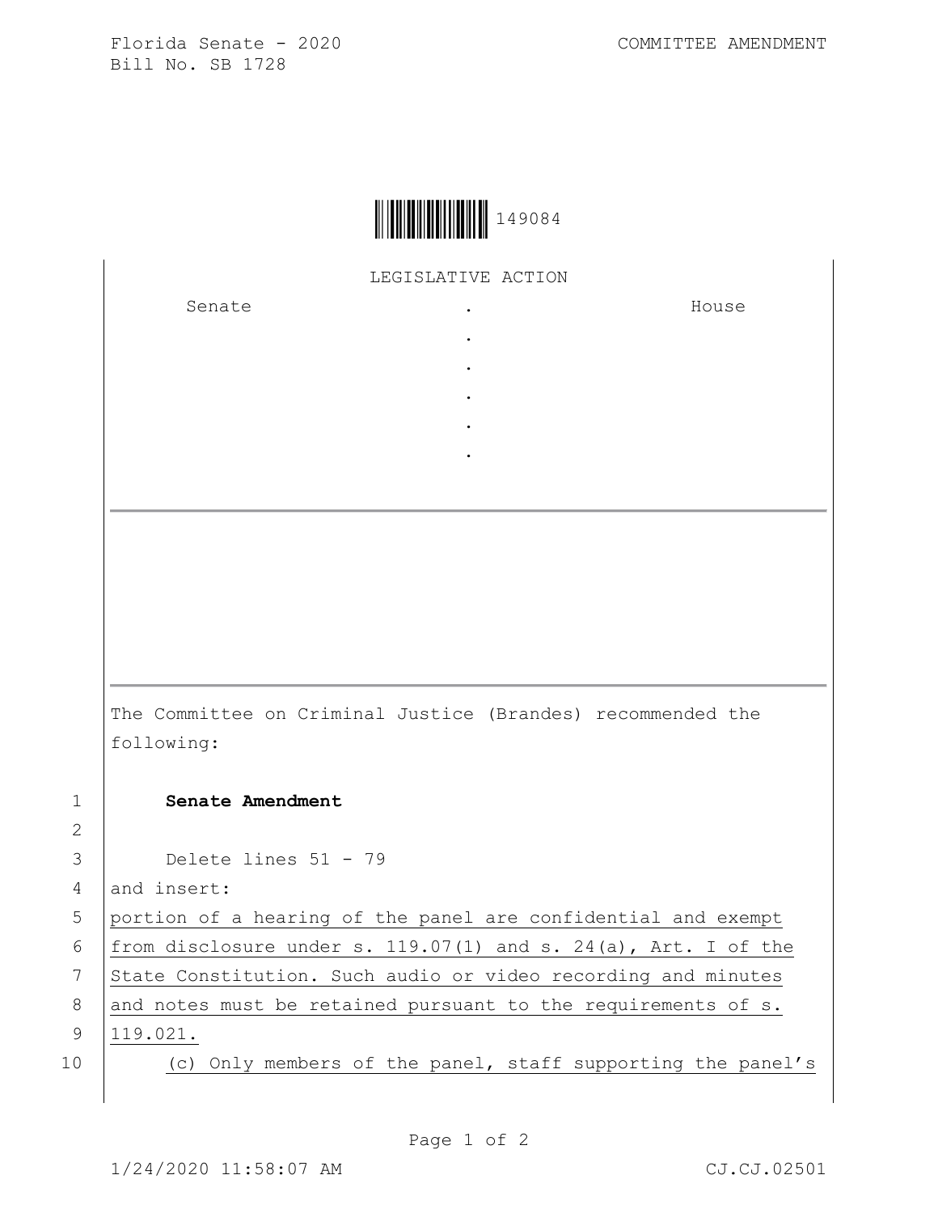Florida Senate - 2020
Bill No. SB 1728

COMMITTEE AMENDMENT

149084

LEGISLATIVE ACTION

| Senate | . | House |
| --- | --- | --- |
| | . | |
| | . | |
| | . | |
| | . | |
| | . | |

The Committee on Criminal Justice (Brandes) recommended the following:

**Senate Amendment**

Delete lines 51 - 79
and insert:
portion of a hearing of the panel are confidential and exempt from disclosure under s. 119.07(1) and s. 24(a), Art. I of the State Constitution. Such audio or video recording and minutes and notes must be retained pursuant to the requirements of s. 119.021.

(c) Only members of the panel, staff supporting the panel's

1/24/2020 11:58:07 AM CJ.CJ.02501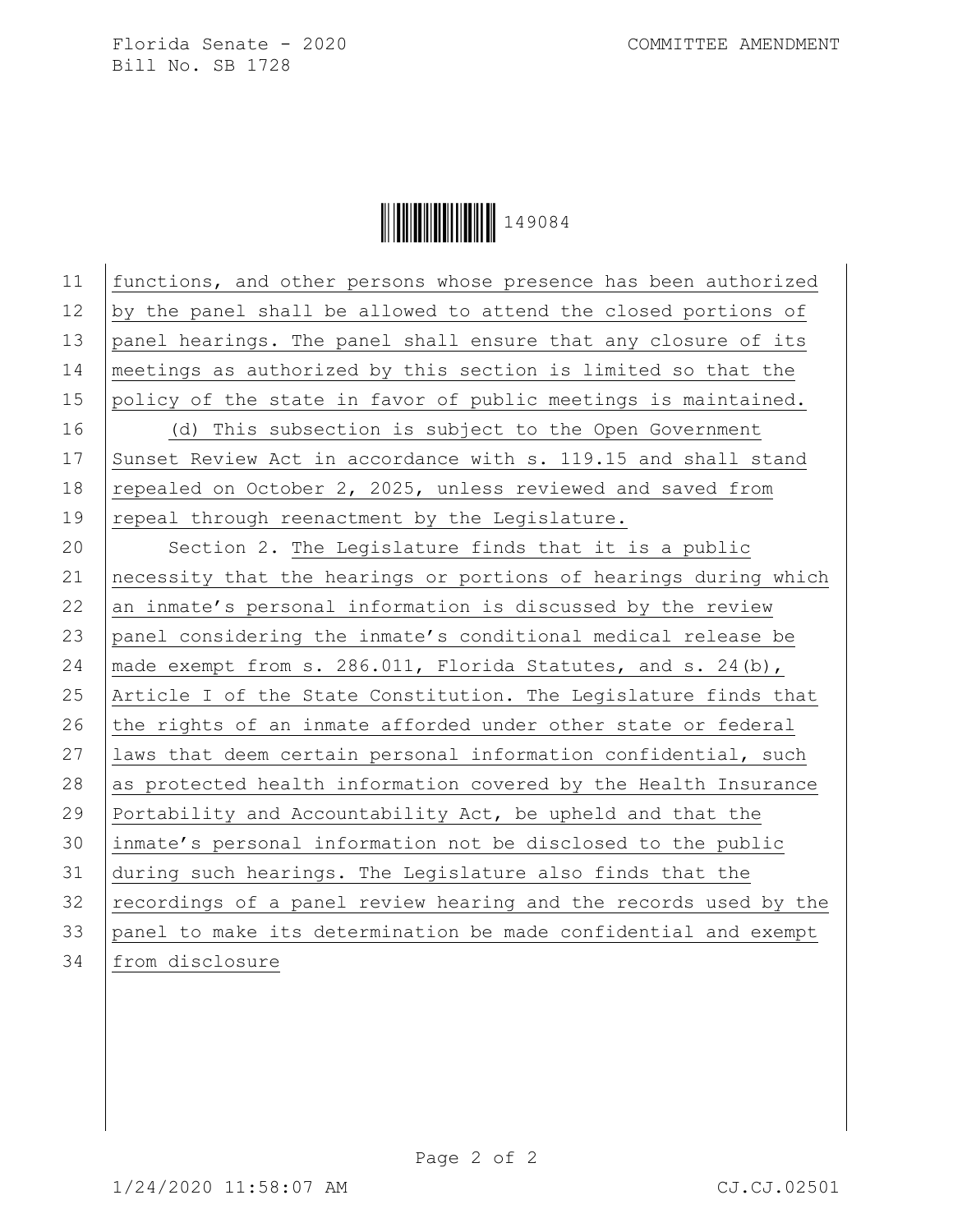functions, and other persons whose presence has been authorized by the panel shall be allowed to attend the closed portions of panel hearings. The panel shall ensure that any closure of its meetings as authorized by this section is limited so that the policy of the state in favor of public meetings is maintained.

(d) This subsection is subject to the Open Government Sunset Review Act in accordance with s. 119.15 and shall stand repealed on October 2, 2025, unless reviewed and saved from repeal through reenactment by the Legislature.

Section 2. The Legislature finds that it is a public necessity that the hearings or portions of hearings during which an inmate's personal information is discussed by the review panel considering the inmate's conditional medical release be made exempt from s. 286.011, Florida Statutes, and s. 24(b), Article I of the State Constitution. The Legislature finds that the rights of an inmate afforded under other state or federal laws that deem certain personal information confidential, such as protected health information covered by the Health Insurance Portability and Accountability Act, be upheld and that the inmate's personal information not be disclosed to the public during such hearings. The Legislature also finds that the recordings of a panel review hearing and the records used by the panel to make its determination be made confidential and exempt from disclosure